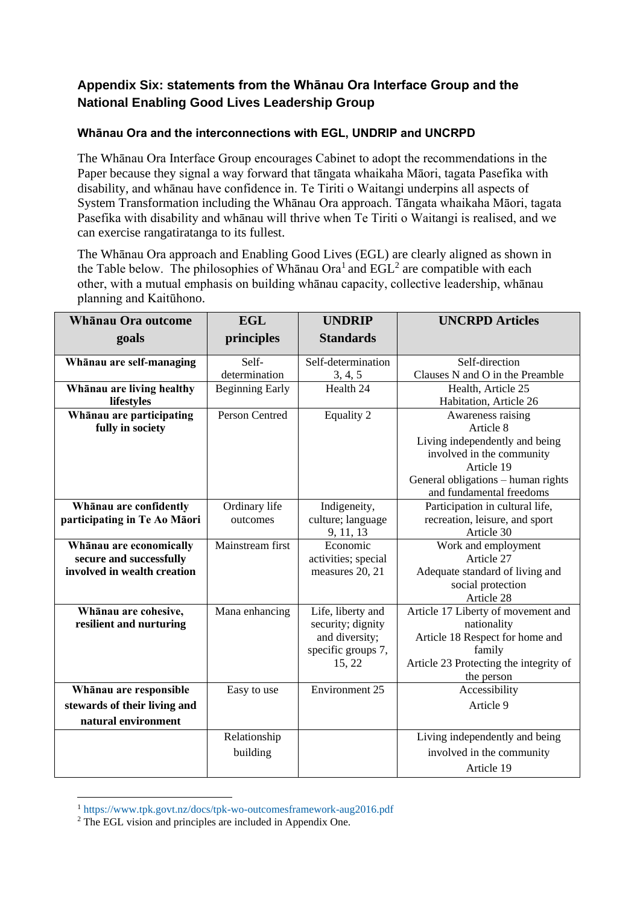## Appendix Six: statements from the Whānau Ora Interface Group and the National Enabling Good Lives Leadership Group

### Whānau Ora and the interconnections with EGL, UNDRIP and UNCRPD

The Whānau Ora Interface Group encourages Cabinet to adopt the recommendations in the Paper because they signal a way forward that tāngata whaikaha Māori, tagata Pasefika with disability, and whānau have confidence in. Te Tiriti o Waitangi underpins all aspects of System Transformation including the Whānau Ora approach. Tāngata whaikaha Māori, tagata Pasefika with disability and whānau will thrive when Te Tiriti o Waitangi is realised, and we can exercise rangatiratanga to its fullest.

The Whānau Ora approach and Enabling Good Lives (EGL) are clearly aligned as shown in the Table below. The philosophies of Whānau Ora[1] and EGL[2] are compatible with each other, with a mutual emphasis on building whānau capacity, collective leadership, whānau planning and Kaitūhono.

| Whānau Ora outcome goals | EGL principles | UNDRIP Standards | UNCRPD Articles |
|---|---|---|---|
| **Whānau are self-managing** | Self-determination | Self-determination 3, 4, 5 | Self-direction<br>Clauses N and O in the Preamble |
| **Whānau are living healthy lifestyles** | Beginning Early | Health 24 | Health, Article 25<br>Habitation, Article 26 |
| **Whānau are participating fully in society** | Person Centred | Equality 2 | Awareness raising<br>Article 8<br>Living independently and being involved in the community<br>Article 19<br>General obligations – human rights and fundamental freedoms |
| **Whānau are confidently participating in Te Ao Māori** | Ordinary life outcomes | Indigeneity, culture; language 9, 11, 13 | Participation in cultural life, recreation, leisure, and sport<br>Article 30 |
| **Whānau are economically secure and successfully involved in wealth creation** | Mainstream first | Economic activities; special measures 20, 21 | Work and employment<br>Article 27<br>Adequate standard of living and social protection<br>Article 28 |
| **Whānau are cohesive, resilient and nurturing** | Mana enhancing | Life, liberty and security; dignity and diversity; specific groups 7, 15, 22 | Article 17 Liberty of movement and nationality<br>Article 18 Respect for home and family<br>Article 23 Protecting the integrity of the person |
| **Whānau are responsible stewards of their living and natural environment** | Easy to use | Environment 25 | Accessibility<br>Article 9 |
| | Relationship building | | Living independently and being involved in the community<br>Article 19 |

[1] https://www.tpk.govt.nz/docs/tpk-wo-outcomesframework-aug2016.pdf

[2] The EGL vision and principles are included in Appendix One.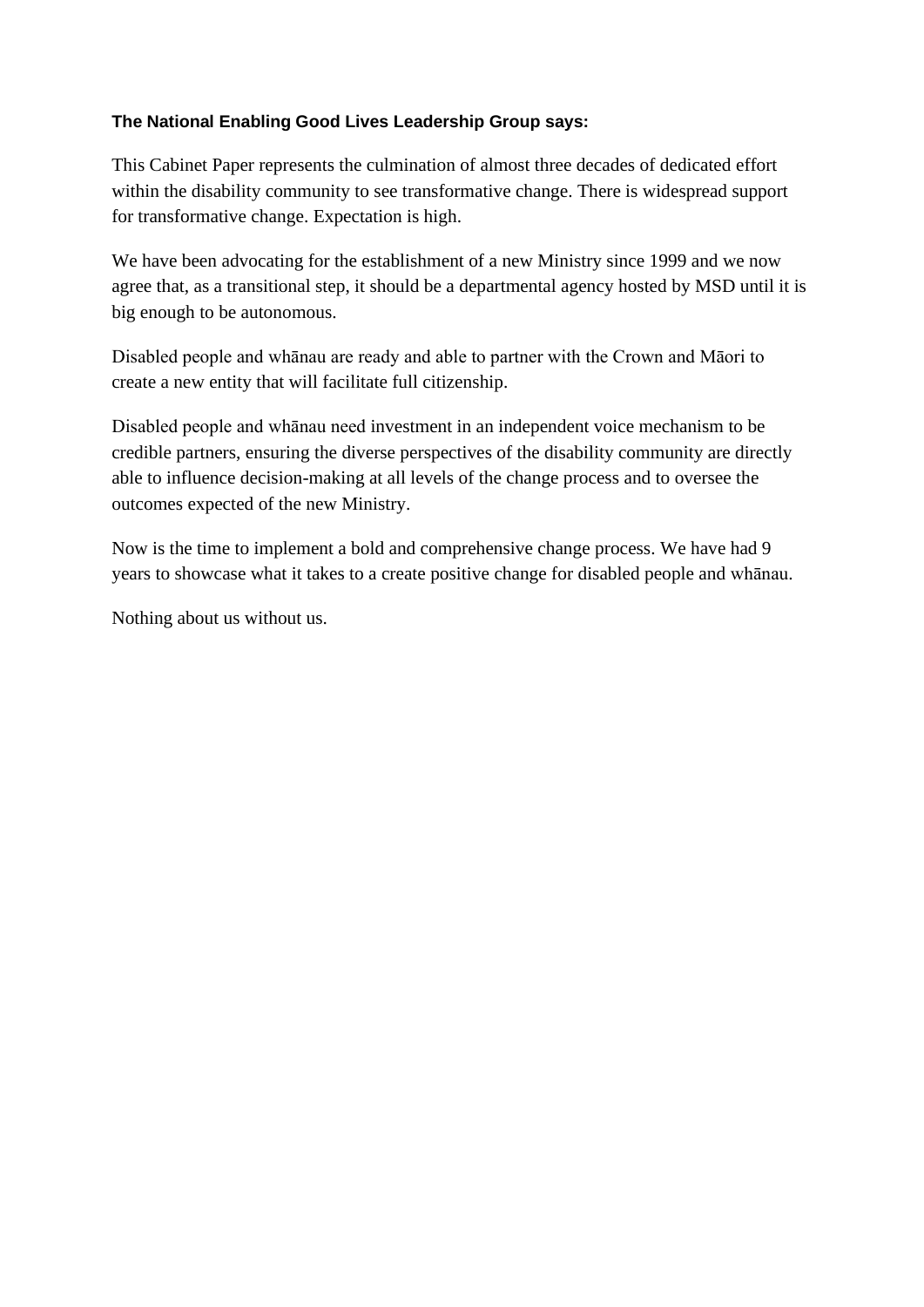**The National Enabling Good Lives Leadership Group says:**

This Cabinet Paper represents the culmination of almost three decades of dedicated effort within the disability community to see transformative change. There is widespread support for transformative change. Expectation is high.

We have been advocating for the establishment of a new Ministry since 1999 and we now agree that, as a transitional step, it should be a departmental agency hosted by MSD until it is big enough to be autonomous.

Disabled people and whānau are ready and able to partner with the Crown and Māori to create a new entity that will facilitate full citizenship.

Disabled people and whānau need investment in an independent voice mechanism to be credible partners, ensuring the diverse perspectives of the disability community are directly able to influence decision-making at all levels of the change process and to oversee the outcomes expected of the new Ministry.

Now is the time to implement a bold and comprehensive change process. We have had 9 years to showcase what it takes to a create positive change for disabled people and whānau.

Nothing about us without us.